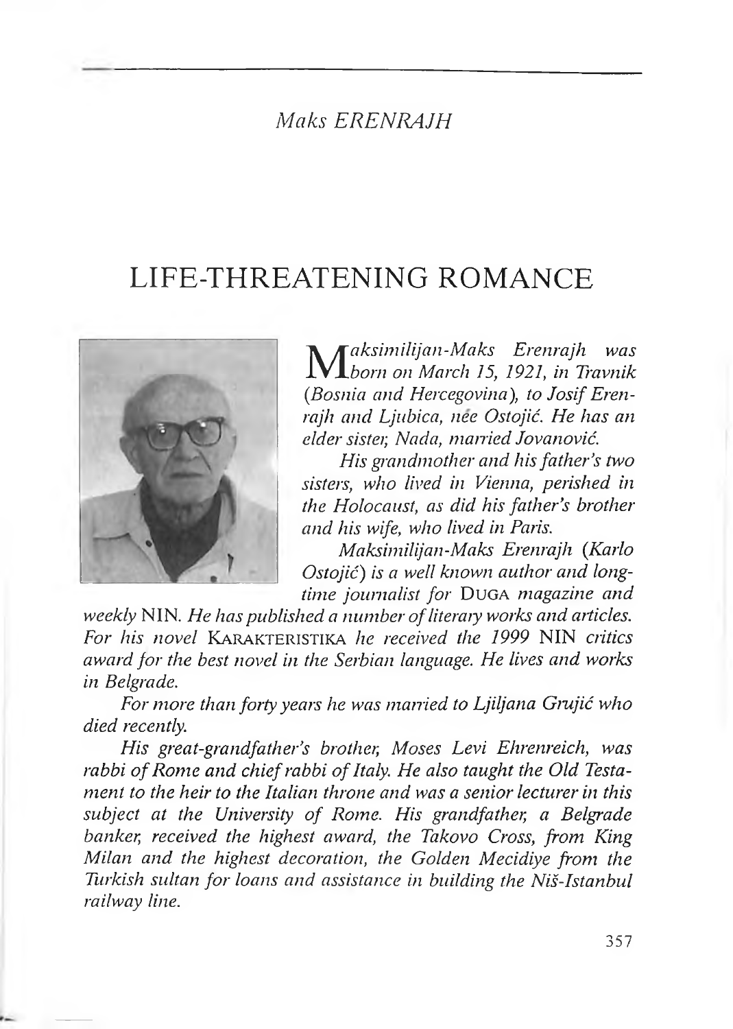*Maks ERENRAJH*

# LIFE-THREATENING ROMANCE

*Maksimilijan-Maks Erenrajh was born on March 15, 1921, in Travnik (Bosnia and Hercegovina), to Josif Erenrajh and Ljubica, née Ostojić. He has an elder sister, Nada, married Jovanović.*

*His grandmother and his father's two sisters, who lived in Vienna, perished in the Holocaust, as did his father's brother and his wife, who lived in Paris.*

*Maksimilijan-Maks Erenrajh (Karlo Ostojić) is a well known author and long-time journalist for* DUGA *magazine and weekly* NIN. *He has published a number of literary works and articles. For his novel* KARAKTERISTIKA *he received the 1999* NIN *critics award for the best novel in the Serbian language. He lives and works in Belgrade.*

*For more than forty years he was married to Ljiljana Grujić who died recently.*

*His great-grandfather's brother, Moses Levi Ehrenreich, was rabbi of Rome and chief rabbi of Italy. He also taught the Old Testament to the heir to the Italian throne and was a senior lecturer in this subject at the University of Rome. His grandfather, a Belgrade banker, received the highest award, the Takovo Cross, from King Milan and the highest decoration, the Golden Mecidiye from the Turkish sultan for loans and assistance in building the Niš-Istanbul railway line.*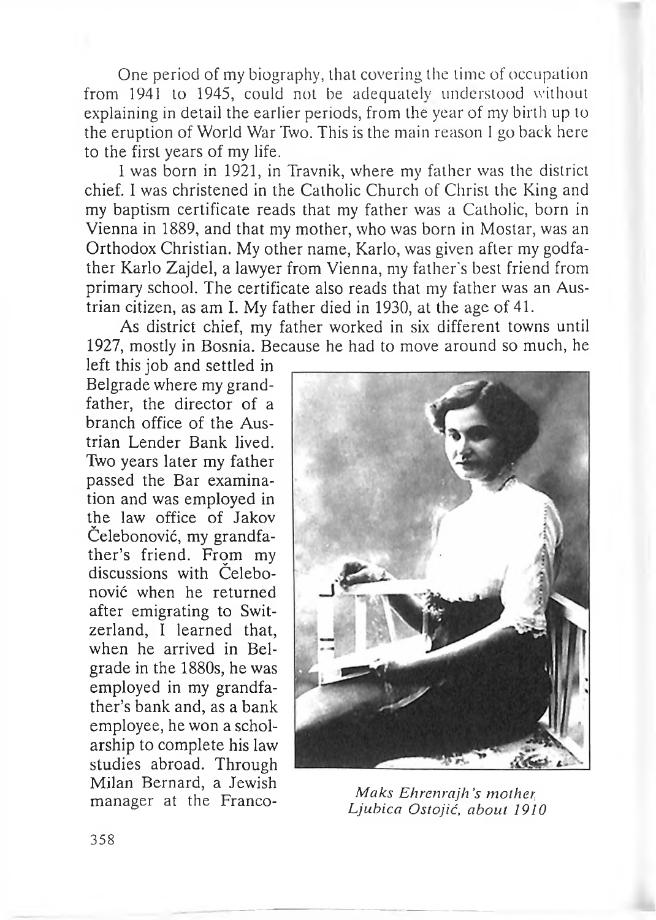One period of my biography, that covering the time of occupation from 1941 to 1945, could not be adequately understood without explaining in detail the earlier periods, from the year of my birth up to the eruption of World War Two. This is the main reason I go back here to the first years of my life.

I was born in 1921, in Travnik, where my father was the district chief. I was christened in the Catholic Church of Christ the King and my baptism certificate reads that my father was a Catholic, born in Vienna in 1889, and that my mother, who was born in Mostar, was an Orthodox Christian. My other name, Karlo, was given after my godfather Karlo Zajdel, a lawyer from Vienna, my father's best friend from primary school. The certificate also reads that my father was an Austrian citizen, as am I. My father died in 1930, at the age of 41.

As district chief, my father worked in six different towns until 1927, mostly in Bosnia. Because he had to move around so much, he left this job and settled in Belgrade where my grandfather, the director of a branch office of the Austrian Lender Bank lived. Two years later my father passed the Bar examination and was employed in the law office of Jakov Čelebonović, my grandfather's friend. From my discussions with Čelebonović when he returned after emigrating to Switzerland, I learned that, when he arrived in Belgrade in the 1880s, he was employed in my grandfather's bank and, as a bank employee, he won a scholarship to complete his law studies abroad. Through Milan Bernard, a Jewish manager at the Franco-

*Maks Ehrenrajh's mother, Ljubica Ostojić, about 1910*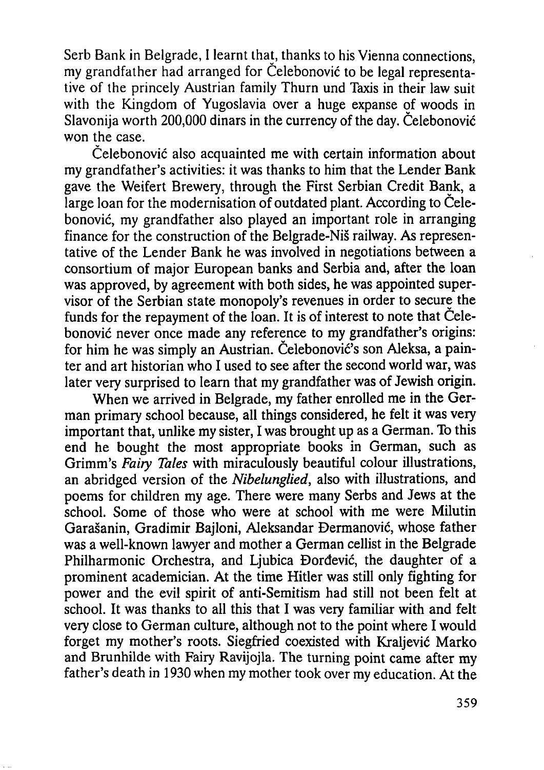Serb Bank in Belgrade, I learnt that, thanks to his Vienna connections, my grandfather had arranged for Čelebonović to be legal representative of the princely Austrian family Thurn und Taxis in their law suit with the Kingdom of Yugoslavia over a huge expanse of woods in Slavonija worth 200,000 dinars in the currency of the day. Čelebonović won the case.

Čelebonović also acquainted me with certain information about my grandfather's activities: it was thanks to him that the Lender Bank gave the Weifert Brewery, through the First Serbian Credit Bank, a large loan for the modernisation of outdated plant. According to Čelebonović, my grandfather also played an important role in arranging finance for the construction of the Belgrade-Niš railway. As representative of the Lender Bank he was involved in negotiations between a consortium of major European banks and Serbia and, after the loan was approved, by agreement with both sides, he was appointed supervisor of the Serbian state monopoly's revenues in order to secure the funds for the repayment of the loan. It is of interest to note that Čelebonović never once made any reference to my grandfather's origins: for him he was simply an Austrian. Čelebonović's son Aleksa, a painter and art historian who I used to see after the second world war, was later very surprised to learn that my grandfather was of Jewish origin.

When we arrived in Belgrade, my father enrolled me in the German primary school because, all things considered, he felt it was very important that, unlike my sister, I was brought up as a German. To this end he bought the most appropriate books in German, such as Grimm's *Fairy Tales* with miraculously beautiful colour illustrations, an abridged version of the *Nibelunglied*, also with illustrations, and poems for children my age. There were many Serbs and Jews at the school. Some of those who were at school with me were Milutin Garašanin, Gradimir Bajloni, Aleksandar Đermanović, whose father was a well-known lawyer and mother a German cellist in the Belgrade Philharmonic Orchestra, and Ljubica Đorđević, the daughter of a prominent academician. At the time Hitler was still only fighting for power and the evil spirit of anti-Semitism had still not been felt at school. It was thanks to all this that I was very familiar with and felt very close to German culture, although not to the point where I would forget my mother's roots. Siegfried coexisted with Kraljević Marko and Brunhilde with Fairy Ravijojla. The turning point came after my father's death in 1930 when my mother took over my education. At the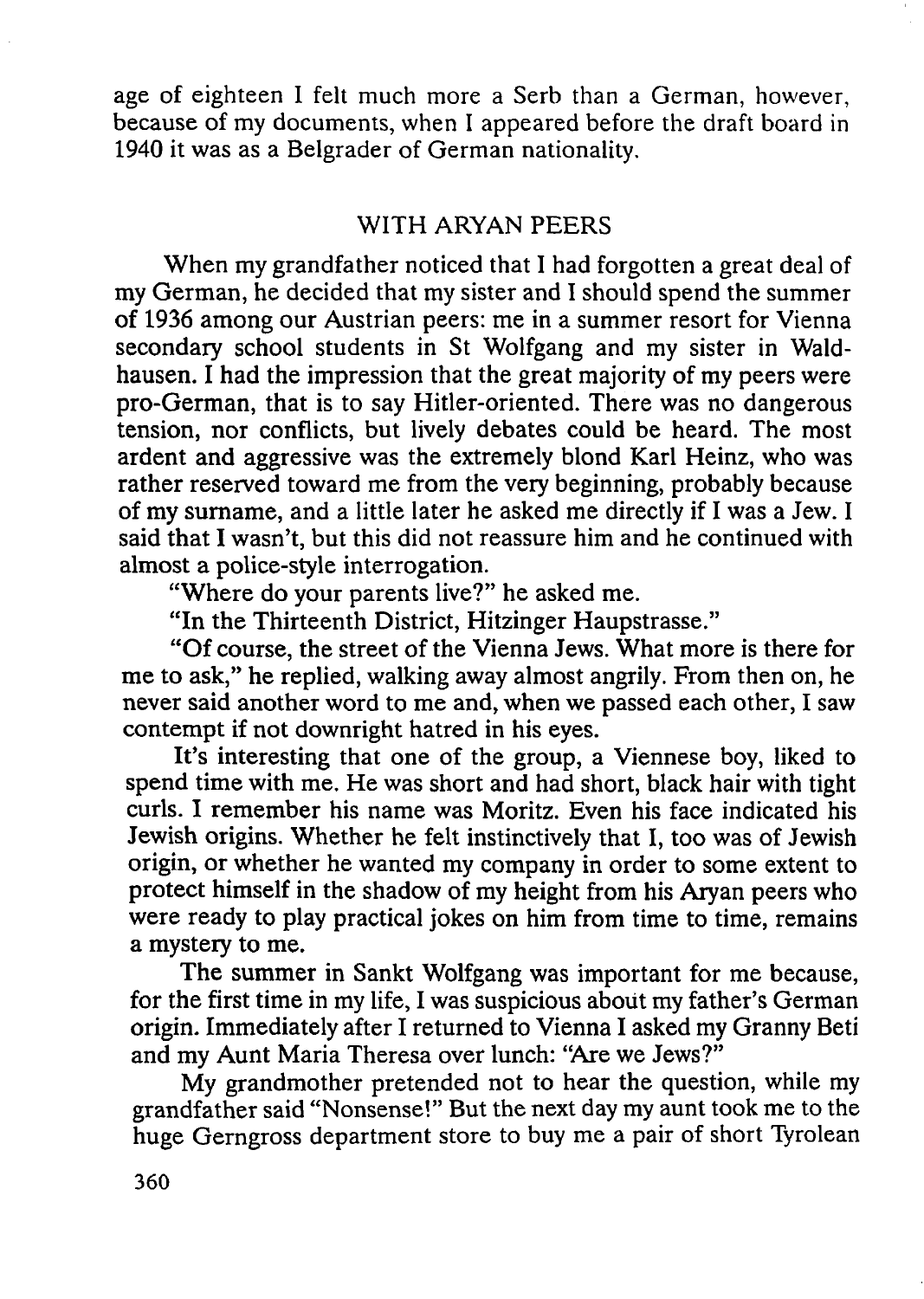age of eighteen I felt much more a Serb than a German, however, because of my documents, when I appeared before the draft board in 1940 it was as a Belgrader of German nationality.

## WITH ARYAN PEERS

When my grandfather noticed that I had forgotten a great deal of my German, he decided that my sister and I should spend the summer of 1936 among our Austrian peers: me in a summer resort for Vienna secondary school students in St Wolfgang and my sister in Waldhausen. I had the impression that the great majority of my peers were pro-German, that is to say Hitler-oriented. There was no dangerous tension, nor conflicts, but lively debates could be heard. The most ardent and aggressive was the extremely blond Karl Heinz, who was rather reserved toward me from the very beginning, probably because of my surname, and a little later he asked me directly if I was a Jew. I said that I wasn't, but this did not reassure him and he continued with almost a police-style interrogation.

"Where do your parents live?" he asked me.

"In the Thirteenth District, Hitzinger Haupstrasse."

"Of course, the street of the Vienna Jews. What more is there for me to ask," he replied, walking away almost angrily. From then on, he never said another word to me and, when we passed each other, I saw contempt if not downright hatred in his eyes.

It's interesting that one of the group, a Viennese boy, liked to spend time with me. He was short and had short, black hair with tight curls. I remember his name was Moritz. Even his face indicated his Jewish origins. Whether he felt instinctively that I, too was of Jewish origin, or whether he wanted my company in order to some extent to protect himself in the shadow of my height from his Aryan peers who were ready to play practical jokes on him from time to time, remains a mystery to me.

The summer in Sankt Wolfgang was important for me because, for the first time in my life, I was suspicious about my father's German origin. Immediately after I returned to Vienna I asked my Granny Beti and my Aunt Maria Theresa over lunch: "Are we Jews?"

My grandmother pretended not to hear the question, while my grandfather said "Nonsense!" But the next day my aunt took me to the huge Gerngross department store to buy me a pair of short Tyrolean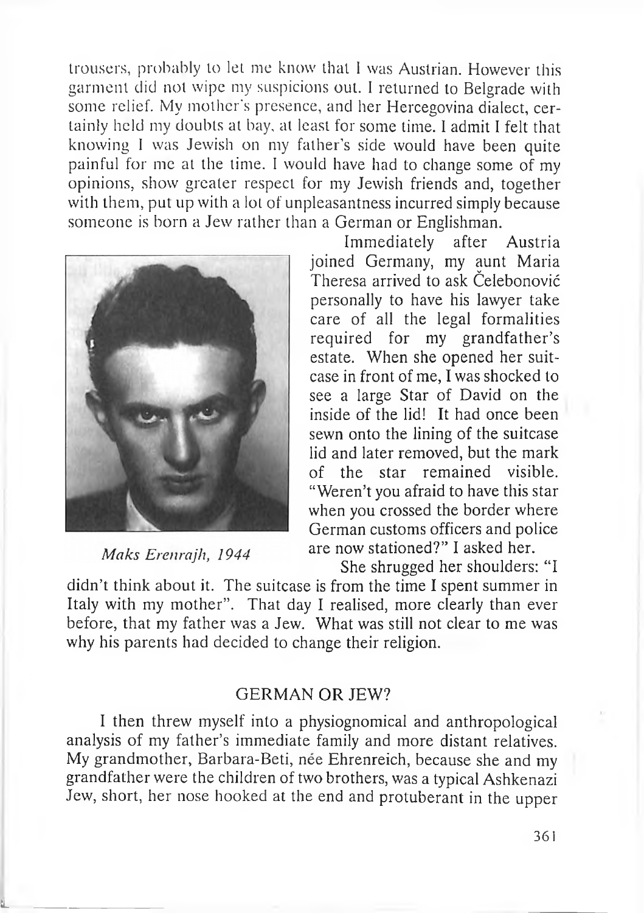trousers, probably to let me know that I was Austrian. However this garment did not wipe my suspicions out. I returned to Belgrade with some relief. My mother's presence, and her Hercegovina dialect, certainly held my doubts at bay, at least for some time. I admit I felt that knowing I was Jewish on my father's side would have been quite painful for me at the time. I would have had to change some of my opinions, show greater respect for my Jewish friends and, together with them, put up with a lot of unpleasantness incurred simply because someone is born a Jew rather than a German or Englishman.

*Maks Erenrajh, 1944*

Immediately after Austria joined Germany, my aunt Maria Theresa arrived to ask Čelebonović personally to have his lawyer take care of all the legal formalities required for my grandfather's estate. When she opened her suitcase in front of me, I was shocked to see a large Star of David on the inside of the lid! It had once been sewn onto the lining of the suitcase lid and later removed, but the mark of the star remained visible. "Weren't you afraid to have this star when you crossed the border where German customs officers and police are now stationed?" I asked her.

She shrugged her shoulders: "I didn't think about it. The suitcase is from the time I spent summer in Italy with my mother". That day I realised, more clearly than ever before, that my father was a Jew. What was still not clear to me was why his parents had decided to change their religion.

## GERMAN OR JEW?

I then threw myself into a physiognomical and anthropological analysis of my father's immediate family and more distant relatives. My grandmother, Barbara-Beti, née Ehrenreich, because she and my grandfather were the children of two brothers, was a typical Ashkenazi Jew, short, her nose hooked at the end and protuberant in the upper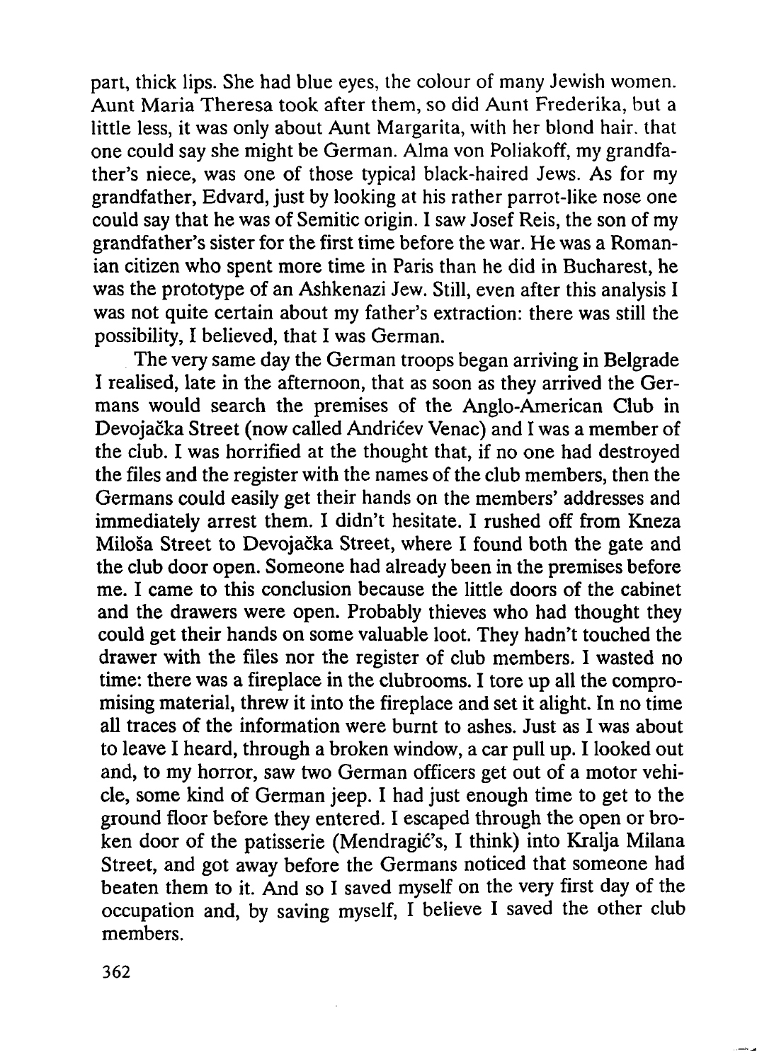part, thick lips. She had blue eyes, the colour of many Jewish women. Aunt Maria Theresa took after them, so did Aunt Frederika, but a little less, it was only about Aunt Margarita, with her blond hair. that one could say she might be German. Alma von Poliakoff, my grandfather's niece, was one of those typical black-haired Jews. As for my grandfather, Edvard, just by looking at his rather parrot-like nose one could say that he was of Semitic origin. I saw Josef Reis, the son of my grandfather's sister for the first time before the war. He was a Romanian citizen who spent more time in Paris than he did in Bucharest, he was the prototype of an Ashkenazi Jew. Still, even after this analysis I was not quite certain about my father's extraction: there was still the possibility, I believed, that I was German.

The very same day the German troops began arriving in Belgrade I realised, late in the afternoon, that as soon as they arrived the Germans would search the premises of the Anglo-American Club in Devojačka Street (now called Andrićev Venac) and I was a member of the club. I was horrified at the thought that, if no one had destroyed the files and the register with the names of the club members, then the Germans could easily get their hands on the members' addresses and immediately arrest them. I didn't hesitate. I rushed off from Kneza Miloša Street to Devojačka Street, where I found both the gate and the club door open. Someone had already been in the premises before me. I came to this conclusion because the little doors of the cabinet and the drawers were open. Probably thieves who had thought they could get their hands on some valuable loot. They hadn't touched the drawer with the files nor the register of club members. I wasted no time: there was a fireplace in the clubrooms. I tore up all the compromising material, threw it into the fireplace and set it alight. In no time all traces of the information were burnt to ashes. Just as I was about to leave I heard, through a broken window, a car pull up. I looked out and, to my horror, saw two German officers get out of a motor vehicle, some kind of German jeep. I had just enough time to get to the ground floor before they entered. I escaped through the open or broken door of the patisserie (Mendragić's, I think) into Kralja Milana Street, and got away before the Germans noticed that someone had beaten them to it. And so I saved myself on the very first day of the occupation and, by saving myself, I believe I saved the other club members.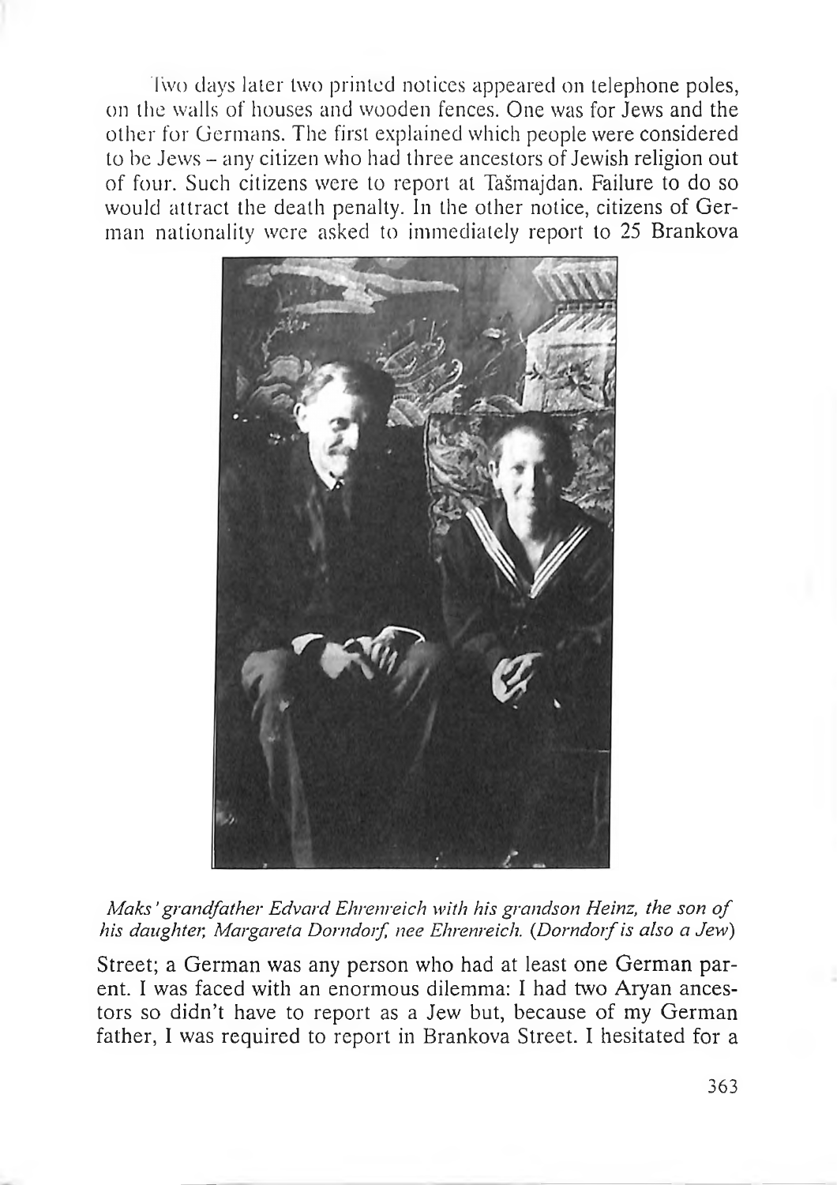Two days later two printed notices appeared on telephone poles, on the walls of houses and wooden fences. One was for Jews and the other for Germans. The first explained which people were considered to be Jews – any citizen who had three ancestors of Jewish religion out of four. Such citizens were to report at Tašmajdan. Failure to do so would attract the death penalty. In the other notice, citizens of German nationality were asked to immediately report to 25 Brankova

*Maks' grandfather Edvard Ehrenreich with his grandson Heinz, the son of his daughter, Margareta Dorndorf, nee Ehrenreich. (Dorndorf is also a Jew)*

Street; a German was any person who had at least one German parent. I was faced with an enormous dilemma: I had two Aryan ancestors so didn't have to report as a Jew but, because of my German father, I was required to report in Brankova Street. I hesitated for a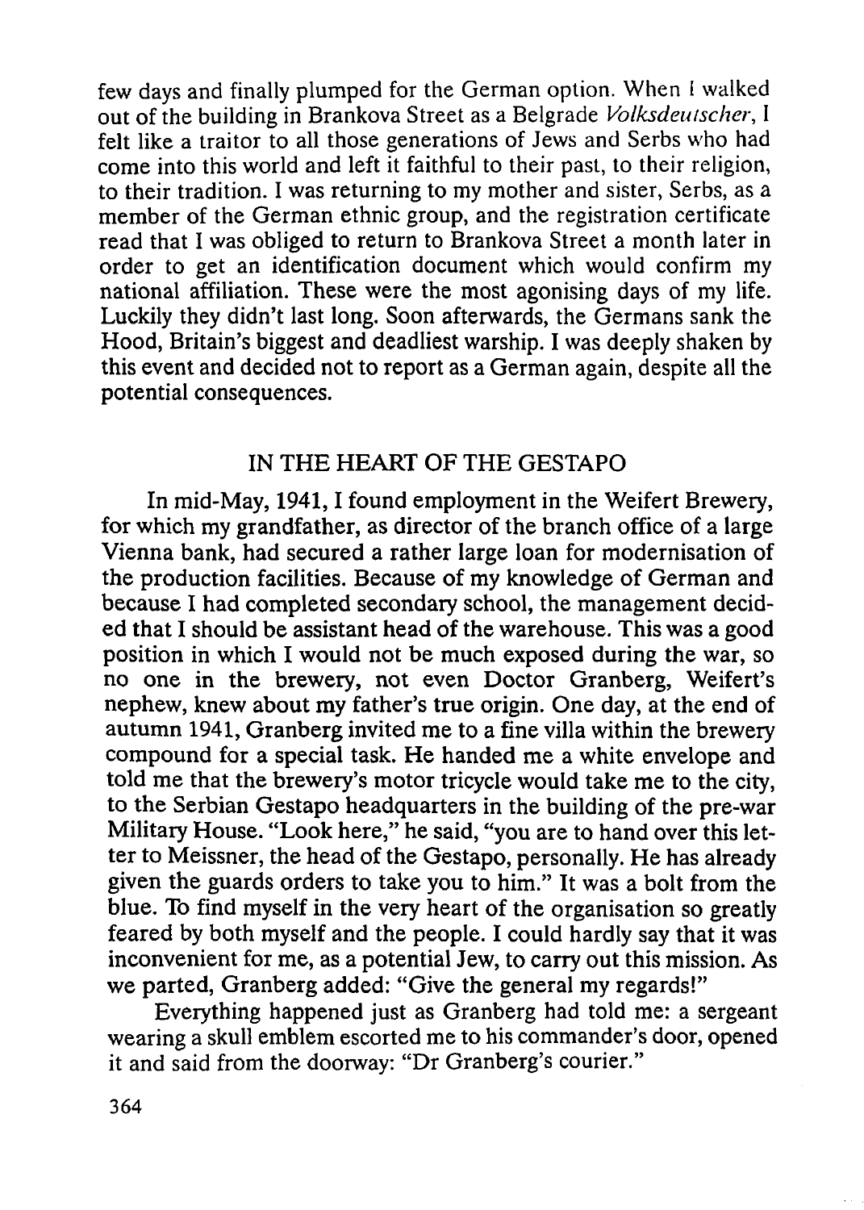few days and finally plumped for the German option. When I walked out of the building in Brankova Street as a Belgrade *Volksdeutscher*, I felt like a traitor to all those generations of Jews and Serbs who had come into this world and left it faithful to their past, to their religion, to their tradition. I was returning to my mother and sister, Serbs, as a member of the German ethnic group, and the registration certificate read that I was obliged to return to Brankova Street a month later in order to get an identification document which would confirm my national affiliation. These were the most agonising days of my life. Luckily they didn't last long. Soon afterwards, the Germans sank the Hood, Britain's biggest and deadliest warship. I was deeply shaken by this event and decided not to report as a German again, despite all the potential consequences.

## IN THE HEART OF THE GESTAPO

In mid-May, 1941, I found employment in the Weifert Brewery, for which my grandfather, as director of the branch office of a large Vienna bank, had secured a rather large loan for modernisation of the production facilities. Because of my knowledge of German and because I had completed secondary school, the management decided that I should be assistant head of the warehouse. This was a good position in which I would not be much exposed during the war, so no one in the brewery, not even Doctor Granberg, Weifert's nephew, knew about my father's true origin. One day, at the end of autumn 1941, Granberg invited me to a fine villa within the brewery compound for a special task. He handed me a white envelope and told me that the brewery's motor tricycle would take me to the city, to the Serbian Gestapo headquarters in the building of the pre-war Military House. "Look here," he said, "you are to hand over this letter to Meissner, the head of the Gestapo, personally. He has already given the guards orders to take you to him." It was a bolt from the blue. To find myself in the very heart of the organisation so greatly feared by both myself and the people. I could hardly say that it was inconvenient for me, as a potential Jew, to carry out this mission. As we parted, Granberg added: "Give the general my regards!"

Everything happened just as Granberg had told me: a sergeant wearing a skull emblem escorted me to his commander's door, opened it and said from the doorway: "Dr Granberg's courier."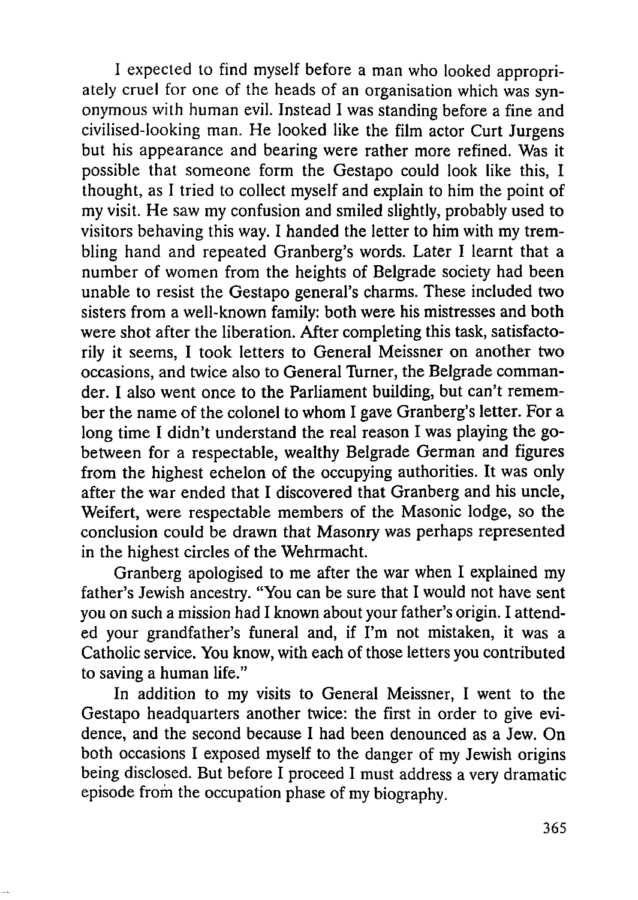I expected to find myself before a man who looked appropriately cruel for one of the heads of an organisation which was synonymous with human evil. Instead I was standing before a fine and civilised-looking man. He looked like the film actor Curt Jurgens but his appearance and bearing were rather more refined. Was it possible that someone form the Gestapo could look like this, I thought, as I tried to collect myself and explain to him the point of my visit. He saw my confusion and smiled slightly, probably used to visitors behaving this way. I handed the letter to him with my trembling hand and repeated Granberg's words. Later I learnt that a number of women from the heights of Belgrade society had been unable to resist the Gestapo general's charms. These included two sisters from a well-known family: both were his mistresses and both were shot after the liberation. After completing this task, satisfactorily it seems, I took letters to General Meissner on another two occasions, and twice also to General Turner, the Belgrade commander. I also went once to the Parliament building, but can't remember the name of the colonel to whom I gave Granberg's letter. For a long time I didn't understand the real reason I was playing the go-between for a respectable, wealthy Belgrade German and figures from the highest echelon of the occupying authorities. It was only after the war ended that I discovered that Granberg and his uncle, Weifert, were respectable members of the Masonic lodge, so the conclusion could be drawn that Masonry was perhaps represented in the highest circles of the Wehrmacht.

Granberg apologised to me after the war when I explained my father's Jewish ancestry. "You can be sure that I would not have sent you on such a mission had I known about your father's origin. I attended your grandfather's funeral and, if I'm not mistaken, it was a Catholic service. You know, with each of those letters you contributed to saving a human life."

In addition to my visits to General Meissner, I went to the Gestapo headquarters another twice: the first in order to give evidence, and the second because I had been denounced as a Jew. On both occasions I exposed myself to the danger of my Jewish origins being disclosed. But before I proceed I must address a very dramatic episode from the occupation phase of my biography.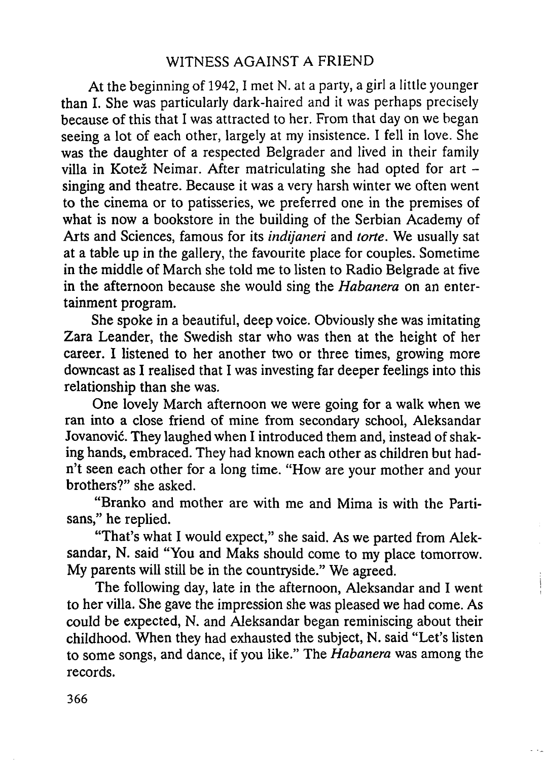## WITNESS AGAINST A FRIEND

At the beginning of 1942, I met N. at a party, a girl a little younger than I. She was particularly dark-haired and it was perhaps precisely because of this that I was attracted to her. From that day on we began seeing a lot of each other, largely at my insistence. I fell in love. She was the daughter of a respected Belgrader and lived in their family villa in Kotež Neimar. After matriculating she had opted for art – singing and theatre. Because it was a very harsh winter we often went to the cinema or to patisseries, we preferred one in the premises of what is now a bookstore in the building of the Serbian Academy of Arts and Sciences, famous for its *indijaneri* and *torte*. We usually sat at a table up in the gallery, the favourite place for couples. Sometime in the middle of March she told me to listen to Radio Belgrade at five in the afternoon because she would sing the *Habanera* on an entertainment program.

She spoke in a beautiful, deep voice. Obviously she was imitating Zara Leander, the Swedish star who was then at the height of her career. I listened to her another two or three times, growing more downcast as I realised that I was investing far deeper feelings into this relationship than she was.

One lovely March afternoon we were going for a walk when we ran into a close friend of mine from secondary school, Aleksandar Jovanović. They laughed when I introduced them and, instead of shaking hands, embraced. They had known each other as children but hadn't seen each other for a long time. "How are your mother and your brothers?" she asked.

"Branko and mother are with me and Mima is with the Partisans," he replied.

"That's what I would expect," she said. As we parted from Aleksandar, N. said "You and Maks should come to my place tomorrow. My parents will still be in the countryside." We agreed.

The following day, late in the afternoon, Aleksandar and I went to her villa. She gave the impression she was pleased we had come. As could be expected, N. and Aleksandar began reminiscing about their childhood. When they had exhausted the subject, N. said "Let's listen to some songs, and dance, if you like." The *Habanera* was among the records.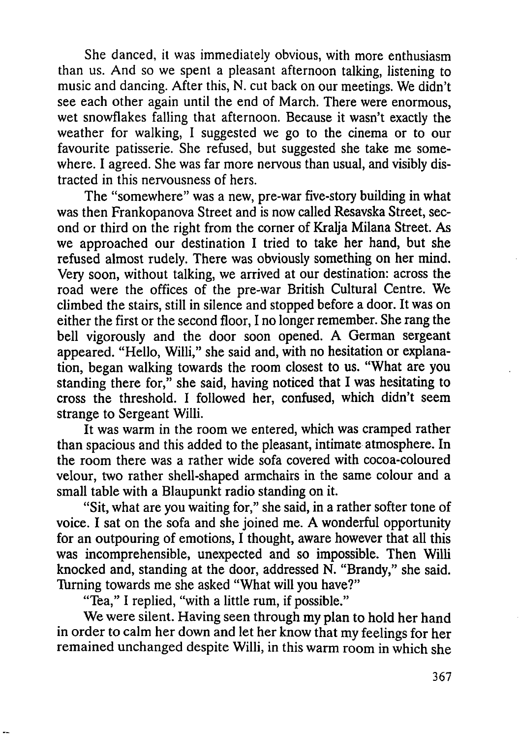She danced, it was immediately obvious, with more enthusiasm than us. And so we spent a pleasant afternoon talking, listening to music and dancing. After this, N. cut back on our meetings. We didn't see each other again until the end of March. There were enormous, wet snowflakes falling that afternoon. Because it wasn't exactly the weather for walking, I suggested we go to the cinema or to our favourite patisserie. She refused, but suggested she take me somewhere. I agreed. She was far more nervous than usual, and visibly distracted in this nervousness of hers.

The "somewhere" was a new, pre-war five-story building in what was then Frankopanova Street and is now called Resavska Street, second or third on the right from the corner of Kralja Milana Street. As we approached our destination I tried to take her hand, but she refused almost rudely. There was obviously something on her mind. Very soon, without talking, we arrived at our destination: across the road were the offices of the pre-war British Cultural Centre. We climbed the stairs, still in silence and stopped before a door. It was on either the first or the second floor, I no longer remember. She rang the bell vigorously and the door soon opened. A German sergeant appeared. "Hello, Willi," she said and, with no hesitation or explanation, began walking towards the room closest to us. "What are you standing there for," she said, having noticed that I was hesitating to cross the threshold. I followed her, confused, which didn't seem strange to Sergeant Willi.

It was warm in the room we entered, which was cramped rather than spacious and this added to the pleasant, intimate atmosphere. In the room there was a rather wide sofa covered with cocoa-coloured velour, two rather shell-shaped armchairs in the same colour and a small table with a Blaupunkt radio standing on it.

"Sit, what are you waiting for," she said, in a rather softer tone of voice. I sat on the sofa and she joined me. A wonderful opportunity for an outpouring of emotions, I thought, aware however that all this was incomprehensible, unexpected and so impossible. Then Willi knocked and, standing at the door, addressed N. "Brandy," she said. Turning towards me she asked "What will you have?"

"Tea," I replied, "with a little rum, if possible."

We were silent. Having seen through my plan to hold her hand in order to calm her down and let her know that my feelings for her remained unchanged despite Willi, in this warm room in which she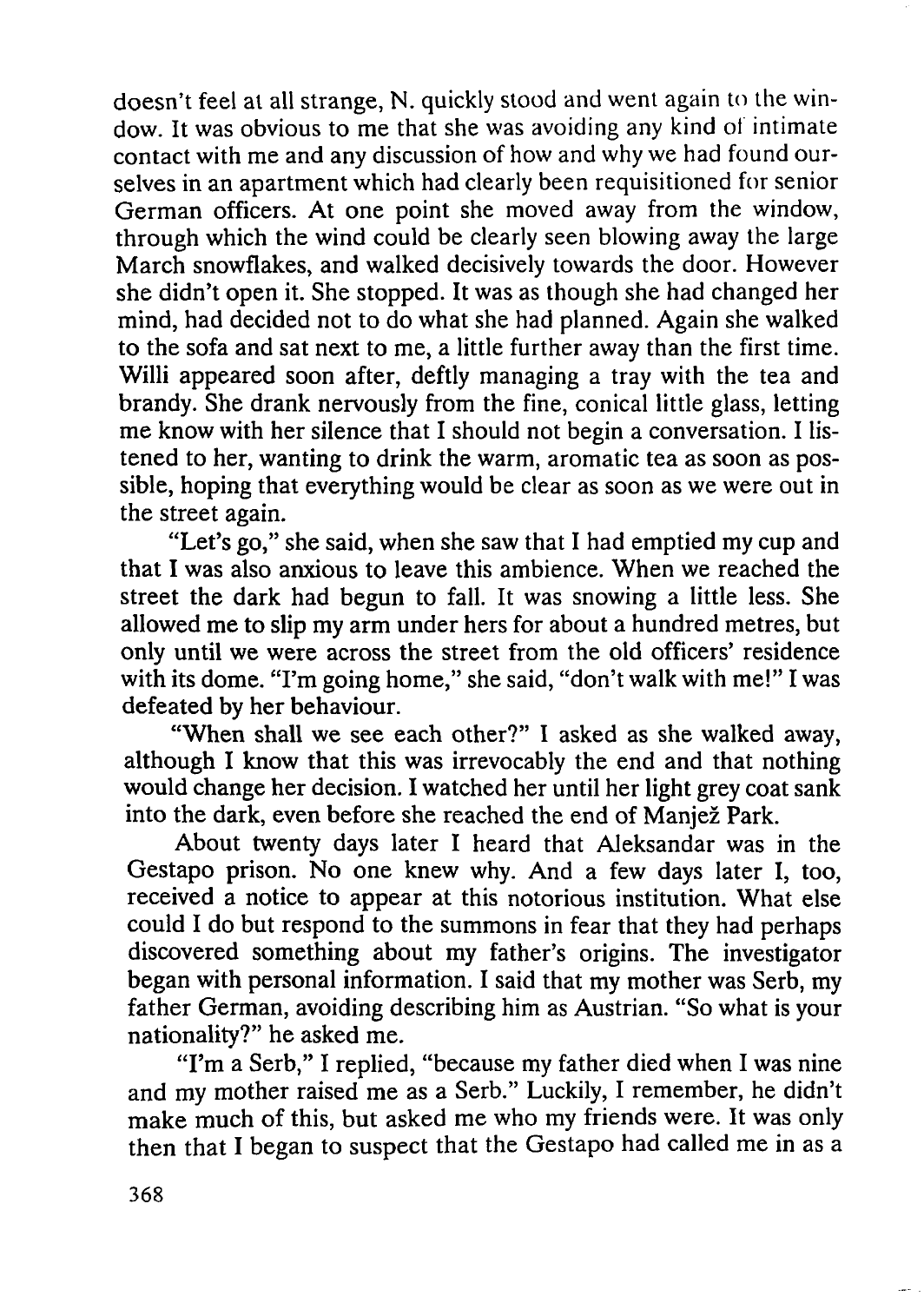doesn't feel at all strange, N. quickly stood and went again to the window. It was obvious to me that she was avoiding any kind of intimate contact with me and any discussion of how and why we had found ourselves in an apartment which had clearly been requisitioned for senior German officers. At one point she moved away from the window, through which the wind could be clearly seen blowing away the large March snowflakes, and walked decisively towards the door. However she didn't open it. She stopped. It was as though she had changed her mind, had decided not to do what she had planned. Again she walked to the sofa and sat next to me, a little further away than the first time. Willi appeared soon after, deftly managing a tray with the tea and brandy. She drank nervously from the fine, conical little glass, letting me know with her silence that I should not begin a conversation. I listened to her, wanting to drink the warm, aromatic tea as soon as possible, hoping that everything would be clear as soon as we were out in the street again.

"Let's go," she said, when she saw that I had emptied my cup and that I was also anxious to leave this ambience. When we reached the street the dark had begun to fall. It was snowing a little less. She allowed me to slip my arm under hers for about a hundred metres, but only until we were across the street from the old officers' residence with its dome. "I'm going home," she said, "don't walk with me!" I was defeated by her behaviour.

"When shall we see each other?" I asked as she walked away, although I know that this was irrevocably the end and that nothing would change her decision. I watched her until her light grey coat sank into the dark, even before she reached the end of Manjež Park.

About twenty days later I heard that Aleksandar was in the Gestapo prison. No one knew why. And a few days later I, too, received a notice to appear at this notorious institution. What else could I do but respond to the summons in fear that they had perhaps discovered something about my father's origins. The investigator began with personal information. I said that my mother was Serb, my father German, avoiding describing him as Austrian. "So what is your nationality?" he asked me.

"I'm a Serb," I replied, "because my father died when I was nine and my mother raised me as a Serb." Luckily, I remember, he didn't make much of this, but asked me who my friends were. It was only then that I began to suspect that the Gestapo had called me in as a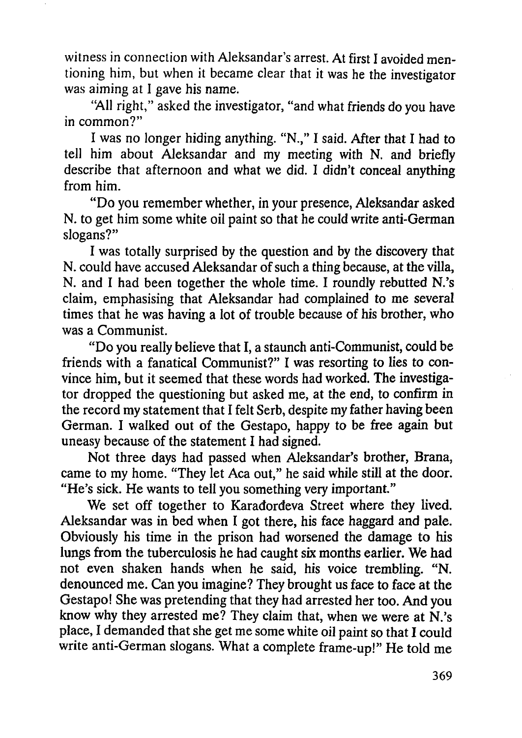witness in connection with Aleksandar's arrest. At first I avoided mentioning him, but when it became clear that it was he the investigator was aiming at I gave his name.

"All right," asked the investigator, "and what friends do you have in common?"

I was no longer hiding anything. "N.," I said. After that I had to tell him about Aleksandar and my meeting with N. and briefly describe that afternoon and what we did. I didn't conceal anything from him.

"Do you remember whether, in your presence, Aleksandar asked N. to get him some white oil paint so that he could write anti-German slogans?"

I was totally surprised by the question and by the discovery that N. could have accused Aleksandar of such a thing because, at the villa, N. and I had been together the whole time. I roundly rebutted N.'s claim, emphasising that Aleksandar had complained to me several times that he was having a lot of trouble because of his brother, who was a Communist.

"Do you really believe that I, a staunch anti-Communist, could be friends with a fanatical Communist?" I was resorting to lies to convince him, but it seemed that these words had worked. The investigator dropped the questioning but asked me, at the end, to confirm in the record my statement that I felt Serb, despite my father having been German. I walked out of the Gestapo, happy to be free again but uneasy because of the statement I had signed.

Not three days had passed when Aleksandar's brother, Brana, came to my home. "They let Aca out," he said while still at the door. "He's sick. He wants to tell you something very important."

We set off together to Karađorđeva Street where they lived. Aleksandar was in bed when I got there, his face haggard and pale. Obviously his time in the prison had worsened the damage to his lungs from the tuberculosis he had caught six months earlier. We had not even shaken hands when he said, his voice trembling. "N. denounced me. Can you imagine? They brought us face to face at the Gestapo! She was pretending that they had arrested her too. And you know why they arrested me? They claim that, when we were at N.'s place, I demanded that she get me some white oil paint so that I could write anti-German slogans. What a complete frame-up!" He told me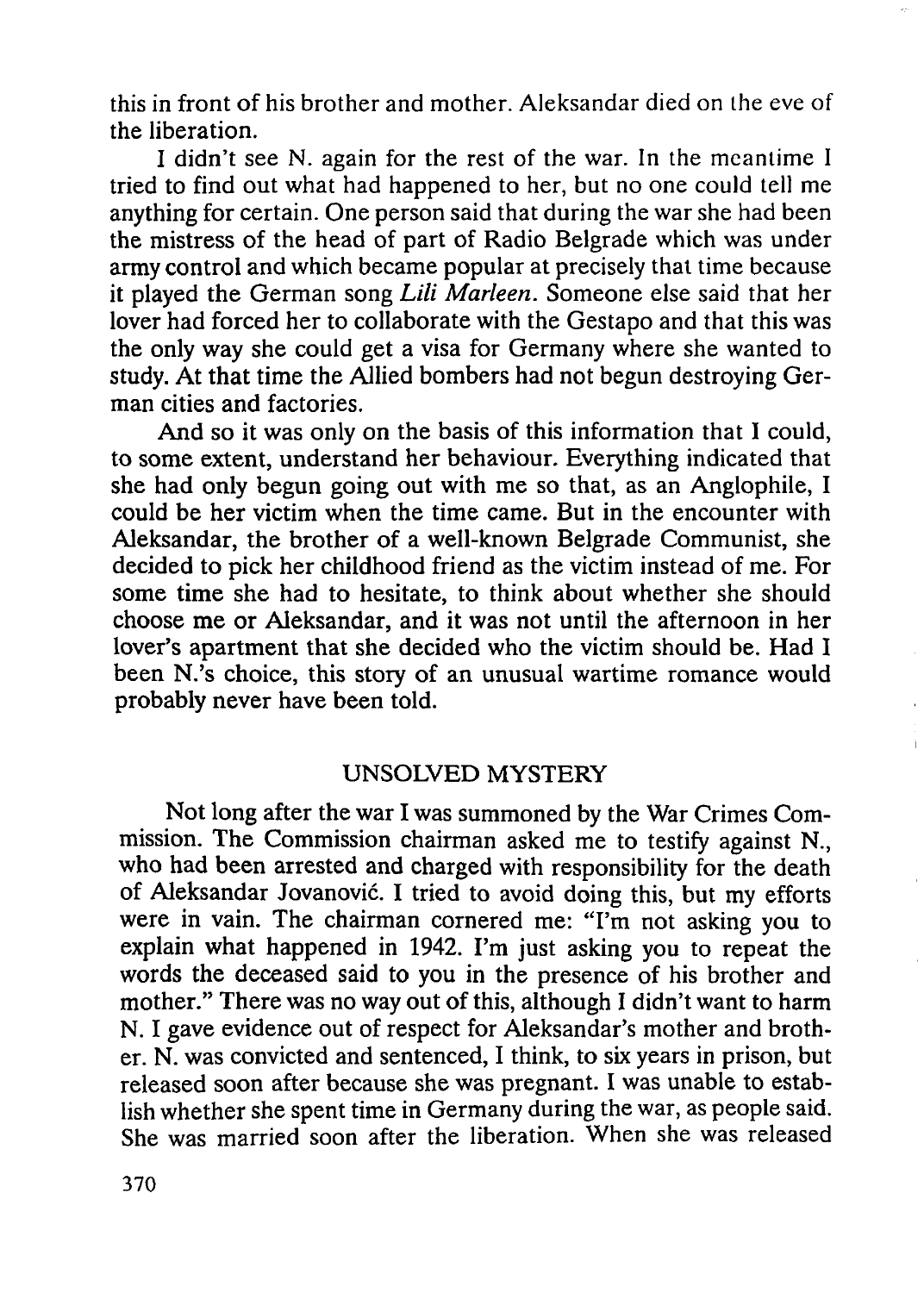this in front of his brother and mother. Aleksandar died on the eve of the liberation.

I didn't see N. again for the rest of the war. In the meantime I tried to find out what had happened to her, but no one could tell me anything for certain. One person said that during the war she had been the mistress of the head of part of Radio Belgrade which was under army control and which became popular at precisely that time because it played the German song *Lili Marleen*. Someone else said that her lover had forced her to collaborate with the Gestapo and that this was the only way she could get a visa for Germany where she wanted to study. At that time the Allied bombers had not begun destroying German cities and factories.

And so it was only on the basis of this information that I could, to some extent, understand her behaviour. Everything indicated that she had only begun going out with me so that, as an Anglophile, I could be her victim when the time came. But in the encounter with Aleksandar, the brother of a well-known Belgrade Communist, she decided to pick her childhood friend as the victim instead of me. For some time she had to hesitate, to think about whether she should choose me or Aleksandar, and it was not until the afternoon in her lover's apartment that she decided who the victim should be. Had I been N.'s choice, this story of an unusual wartime romance would probably never have been told.

## UNSOLVED MYSTERY

Not long after the war I was summoned by the War Crimes Commission. The Commission chairman asked me to testify against N., who had been arrested and charged with responsibility for the death of Aleksandar Jovanović. I tried to avoid doing this, but my efforts were in vain. The chairman cornered me: "I'm not asking you to explain what happened in 1942. I'm just asking you to repeat the words the deceased said to you in the presence of his brother and mother." There was no way out of this, although I didn't want to harm N. I gave evidence out of respect for Aleksandar's mother and brother. N. was convicted and sentenced, I think, to six years in prison, but released soon after because she was pregnant. I was unable to establish whether she spent time in Germany during the war, as people said. She was married soon after the liberation. When she was released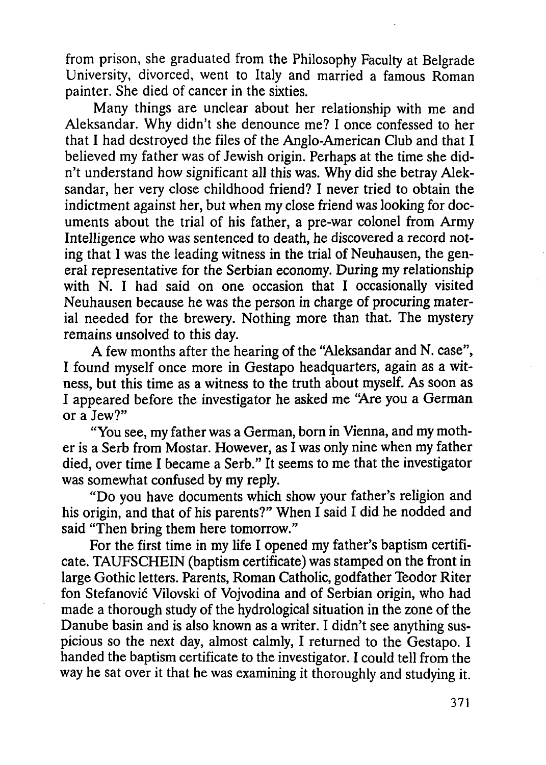from prison, she graduated from the Philosophy Faculty at Belgrade University, divorced, went to Italy and married a famous Roman painter. She died of cancer in the sixties.

Many things are unclear about her relationship with me and Aleksandar. Why didn't she denounce me? I once confessed to her that I had destroyed the files of the Anglo-American Club and that I believed my father was of Jewish origin. Perhaps at the time she didn't understand how significant all this was. Why did she betray Aleksandar, her very close childhood friend? I never tried to obtain the indictment against her, but when my close friend was looking for documents about the trial of his father, a pre-war colonel from Army Intelligence who was sentenced to death, he discovered a record noting that I was the leading witness in the trial of Neuhausen, the general representative for the Serbian economy. During my relationship with N. I had said on one occasion that I occasionally visited Neuhausen because he was the person in charge of procuring material needed for the brewery. Nothing more than that. The mystery remains unsolved to this day.

A few months after the hearing of the "Aleksandar and N. case", I found myself once more in Gestapo headquarters, again as a witness, but this time as a witness to the truth about myself. As soon as I appeared before the investigator he asked me "Are you a German or a Jew?"

"You see, my father was a German, born in Vienna, and my mother is a Serb from Mostar. However, as I was only nine when my father died, over time I became a Serb." It seems to me that the investigator was somewhat confused by my reply.

"Do you have documents which show your father's religion and his origin, and that of his parents?" When I said I did he nodded and said "Then bring them here tomorrow."

For the first time in my life I opened my father's baptism certificate. TAUFSCHEIN (baptism certificate) was stamped on the front in large Gothic letters. Parents, Roman Catholic, godfather Teodor Riter fon Stefanović Vilovski of Vojvodina and of Serbian origin, who had made a thorough study of the hydrological situation in the zone of the Danube basin and is also known as a writer. I didn't see anything suspicious so the next day, almost calmly, I returned to the Gestapo. I handed the baptism certificate to the investigator. I could tell from the way he sat over it that he was examining it thoroughly and studying it.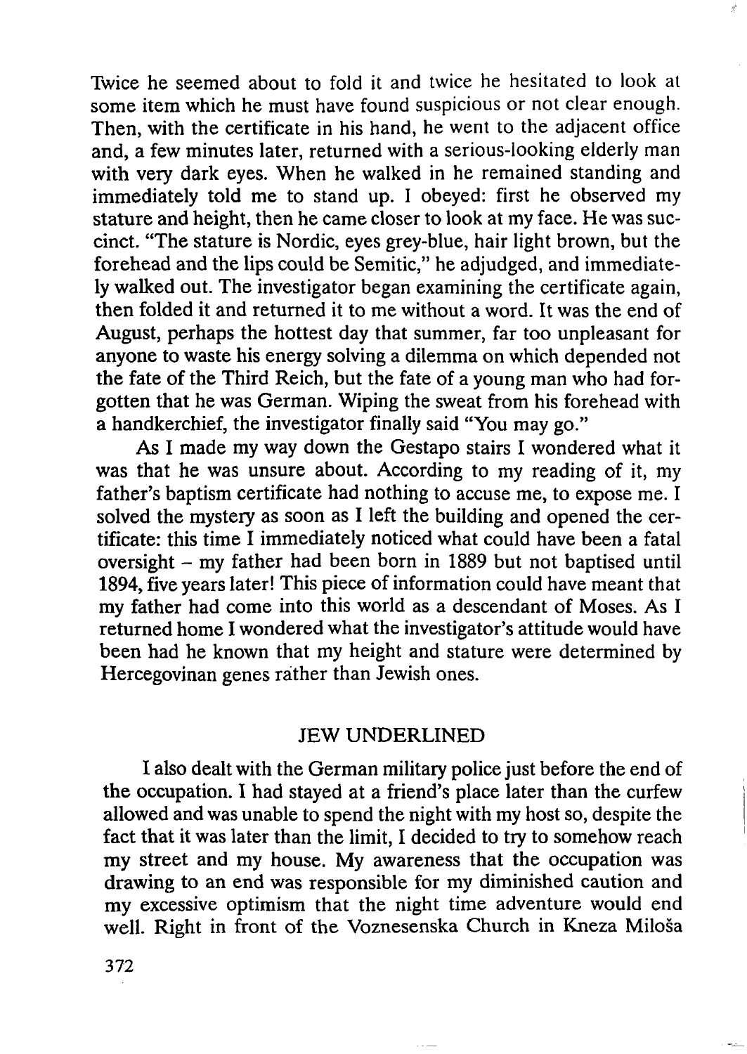Twice he seemed about to fold it and twice he hesitated to look at some item which he must have found suspicious or not clear enough. Then, with the certificate in his hand, he went to the adjacent office and, a few minutes later, returned with a serious-looking elderly man with very dark eyes. When he walked in he remained standing and immediately told me to stand up. I obeyed: first he observed my stature and height, then he came closer to look at my face. He was succinct. "The stature is Nordic, eyes grey-blue, hair light brown, but the forehead and the lips could be Semitic," he adjudged, and immediately walked out. The investigator began examining the certificate again, then folded it and returned it to me without a word. It was the end of August, perhaps the hottest day that summer, far too unpleasant for anyone to waste his energy solving a dilemma on which depended not the fate of the Third Reich, but the fate of a young man who had forgotten that he was German. Wiping the sweat from his forehead with a handkerchief, the investigator finally said "You may go."

As I made my way down the Gestapo stairs I wondered what it was that he was unsure about. According to my reading of it, my father's baptism certificate had nothing to accuse me, to expose me. I solved the mystery as soon as I left the building and opened the certificate: this time I immediately noticed what could have been a fatal oversight – my father had been born in 1889 but not baptised until 1894, five years later! This piece of information could have meant that my father had come into this world as a descendant of Moses. As I returned home I wondered what the investigator's attitude would have been had he known that my height and stature were determined by Hercegovinan genes rather than Jewish ones.

## JEW UNDERLINED

I also dealt with the German military police just before the end of the occupation. I had stayed at a friend's place later than the curfew allowed and was unable to spend the night with my host so, despite the fact that it was later than the limit, I decided to try to somehow reach my street and my house. My awareness that the occupation was drawing to an end was responsible for my diminished caution and my excessive optimism that the night time adventure would end well. Right in front of the Voznesenska Church in Kneza Miloša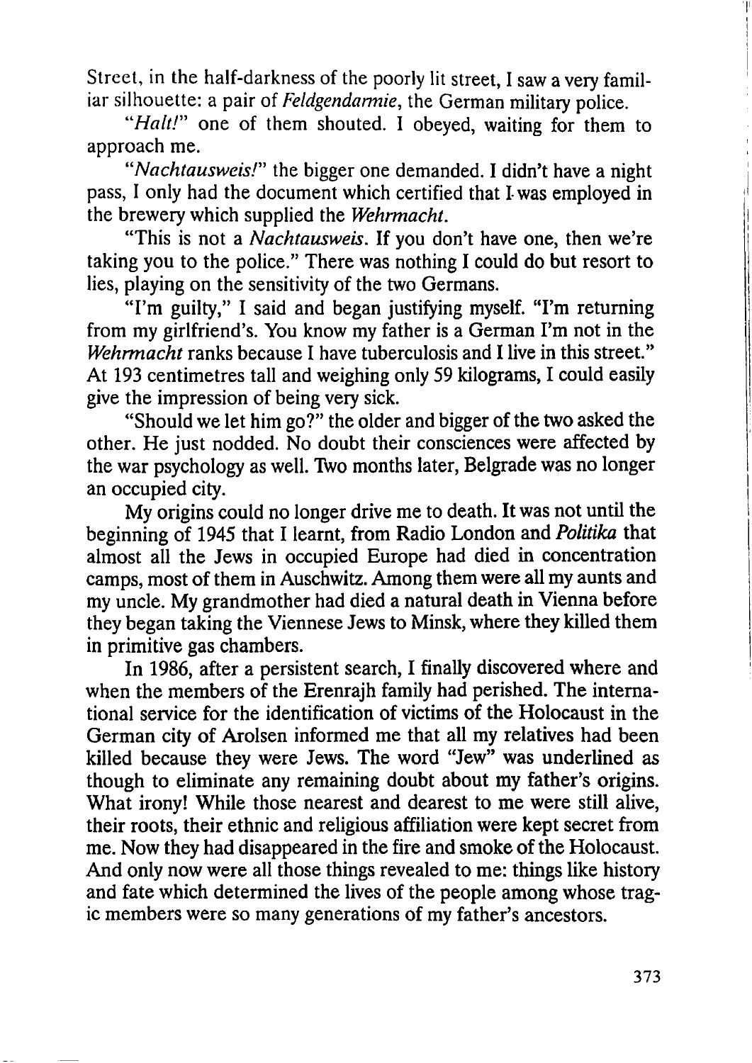Street, in the half-darkness of the poorly lit street, I saw a very familiar silhouette: a pair of *Feldgendarmie*, the German military police.

"*Halt!*" one of them shouted. I obeyed, waiting for them to approach me.

"*Nachtausweis!*" the bigger one demanded. I didn't have a night pass, I only had the document which certified that I was employed in the brewery which supplied the *Wehrmacht*.

"This is not a *Nachtausweis*. If you don't have one, then we're taking you to the police." There was nothing I could do but resort to lies, playing on the sensitivity of the two Germans.

"I'm guilty," I said and began justifying myself. "I'm returning from my girlfriend's. You know my father is a German I'm not in the *Wehrmacht* ranks because I have tuberculosis and I live in this street." At 193 centimetres tall and weighing only 59 kilograms, I could easily give the impression of being very sick.

"Should we let him go?" the older and bigger of the two asked the other. He just nodded. No doubt their consciences were affected by the war psychology as well. Two months later, Belgrade was no longer an occupied city.

My origins could no longer drive me to death. It was not until the beginning of 1945 that I learnt, from Radio London and *Politika* that almost all the Jews in occupied Europe had died in concentration camps, most of them in Auschwitz. Among them were all my aunts and my uncle. My grandmother had died a natural death in Vienna before they began taking the Viennese Jews to Minsk, where they killed them in primitive gas chambers.

In 1986, after a persistent search, I finally discovered where and when the members of the Erenrajh family had perished. The international service for the identification of victims of the Holocaust in the German city of Arolsen informed me that all my relatives had been killed because they were Jews. The word "Jew" was underlined as though to eliminate any remaining doubt about my father's origins. What irony! While those nearest and dearest to me were still alive, their roots, their ethnic and religious affiliation were kept secret from me. Now they had disappeared in the fire and smoke of the Holocaust. And only now were all those things revealed to me: things like history and fate which determined the lives of the people among whose tragic members were so many generations of my father's ancestors.